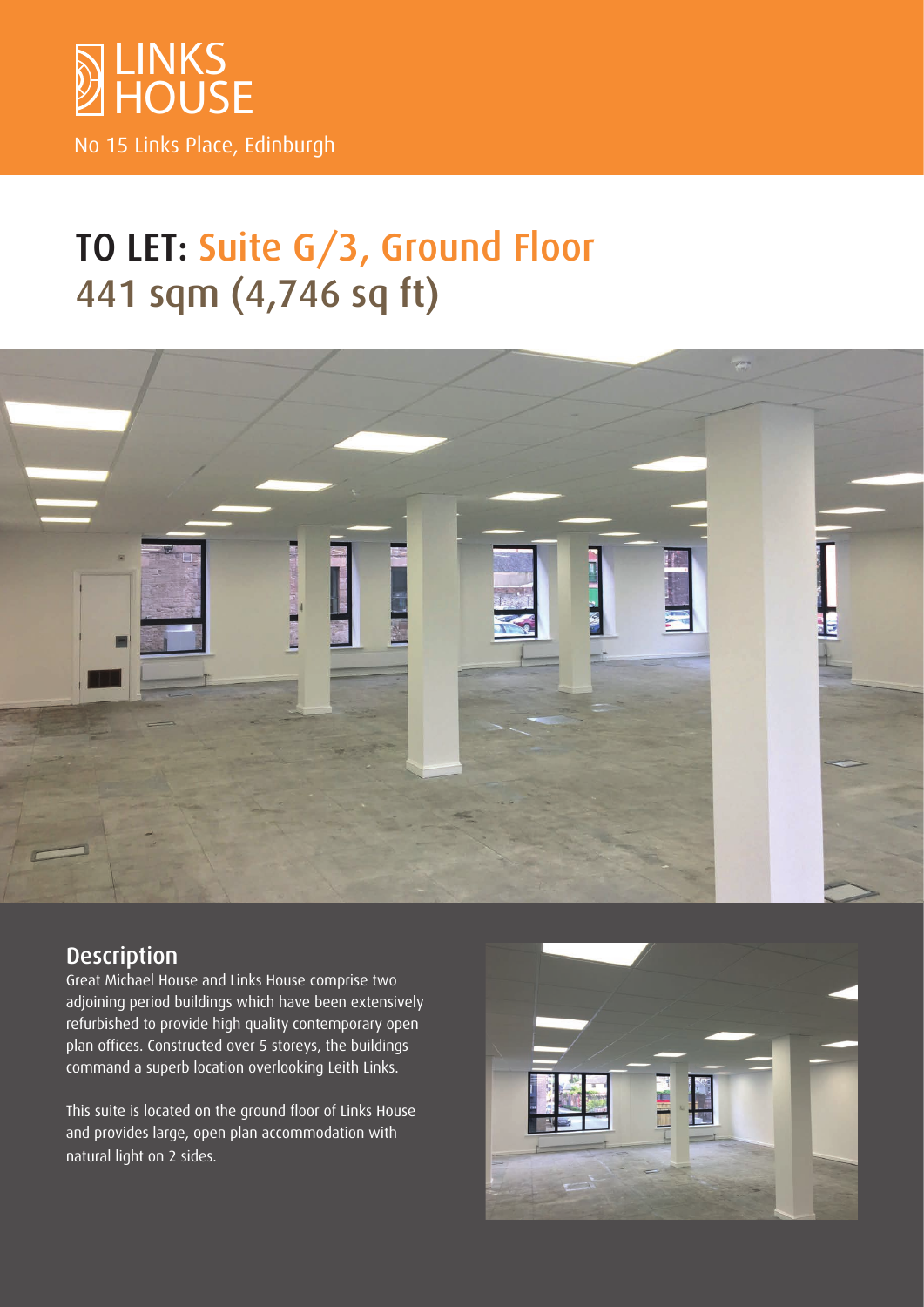# LINKS HOUSE

No 15 Links Place, Edinburgh

# TO LET: Suite G/3, Ground Floor
# 441 sqm (4,746 sq ft)

## Description

Great Michael House and Links House comprise two adjoining period buildings which have been extensively refurbished to provide high quality contemporary open plan offices. Constructed over 5 storeys, the buildings command a superb location overlooking Leith Links.

This suite is located on the ground floor of Links House and provides large, open plan accommodation with natural light on 2 sides.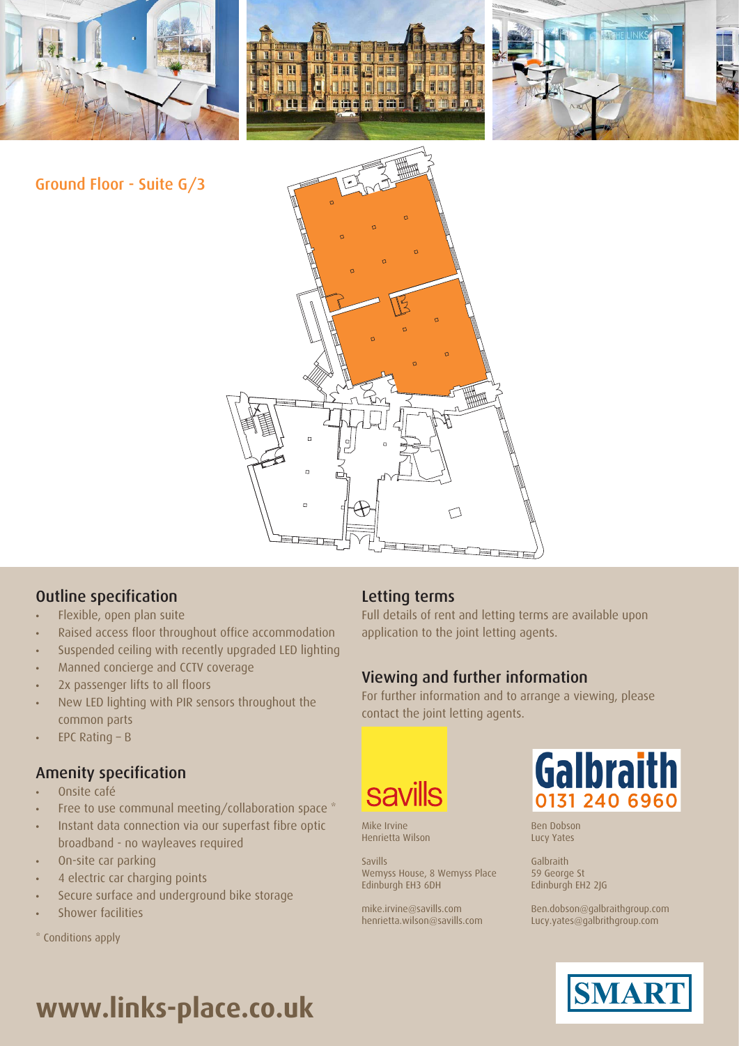## Ground Floor - Suite G/3

## Outline specification

- Flexible, open plan suite
- Raised access floor throughout office accommodation
- Suspended ceiling with recently upgraded LED lighting
- Manned concierge and CCTV coverage
- 2x passenger lifts to all floors
- New LED lighting with PIR sensors throughout the common parts
- EPC Rating – B

## Amenity specification

- Onsite café
- Free to use communal meeting/collaboration space *
- Instant data connection via our superfast fibre optic broadband - no wayleaves required
- On-site car parking
- 4 electric car charging points
- Secure surface and underground bike storage
- Shower facilities

* Conditions apply

## Letting terms

Full details of rent and letting terms are available upon application to the joint letting agents.

## Viewing and further information

For further information and to arrange a viewing, please contact the joint letting agents.

savills

Mike Irvine
Henrietta Wilson

Savills
Wemyss House, 8 Wemyss Place
Edinburgh EH3 6DH

mike.irvine@savills.com
henrietta.wilson@savills.com

Galbraith
0131 240 6960

Ben Dobson
Lucy Yates

Galbraith
59 George St
Edinburgh EH2 2JG

Ben.dobson@galbraithgroup.com
Lucy.yates@galbrithgroup.com

# www.links-place.co.uk

SMART